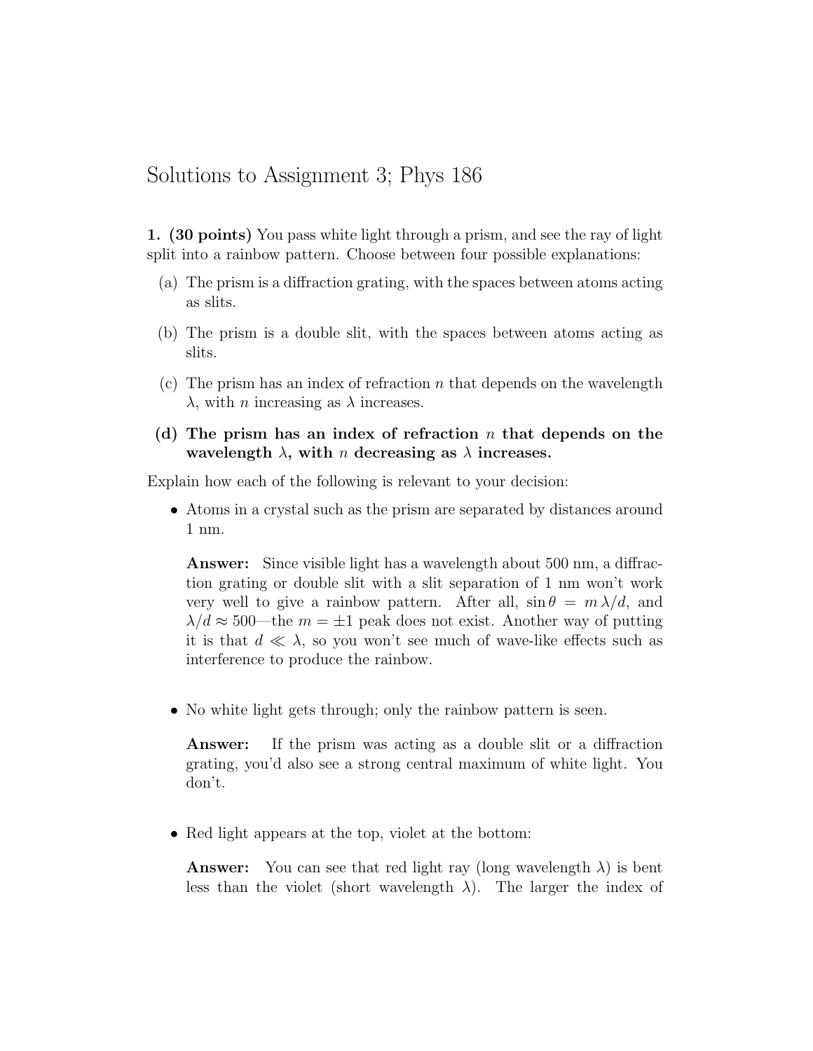# Solutions to Assignment 3; Phys 186

**1. (30 points)** You pass white light through a prism, and see the ray of light split into a rainbow pattern. Choose between four possible explanations:

(a) The prism is a diffraction grating, with the spaces between atoms acting as slits.

(b) The prism is a double slit, with the spaces between atoms acting as slits.

(c) The prism has an index of refraction $n$ that depends on the wavelength $\lambda$, with $n$ increasing as $\lambda$ increases.

**(d) The prism has an index of refraction $n$ that depends on the wavelength $\lambda$, with $n$ decreasing as $\lambda$ increases.**

Explain how each of the following is relevant to your decision:

- Atoms in a crystal such as the prism are separated by distances around 1 nm.

  **Answer:** Since visible light has a wavelength about 500 nm, a diffraction grating or double slit with a slit separation of 1 nm won't work very well to give a rainbow pattern. After all, $\sin\theta = m\,\lambda/d$, and $\lambda/d \approx 500$—the $m = \pm 1$ peak does not exist. Another way of putting it is that $d \ll \lambda$, so you won't see much of wave-like effects such as interference to produce the rainbow.

- No white light gets through; only the rainbow pattern is seen.

  **Answer:** If the prism was acting as a double slit or a diffraction grating, you'd also see a strong central maximum of white light. You don't.

- Red light appears at the top, violet at the bottom:

  **Answer:** You can see that red light ray (long wavelength $\lambda$) is bent less than the violet (short wavelength $\lambda$). The larger the index of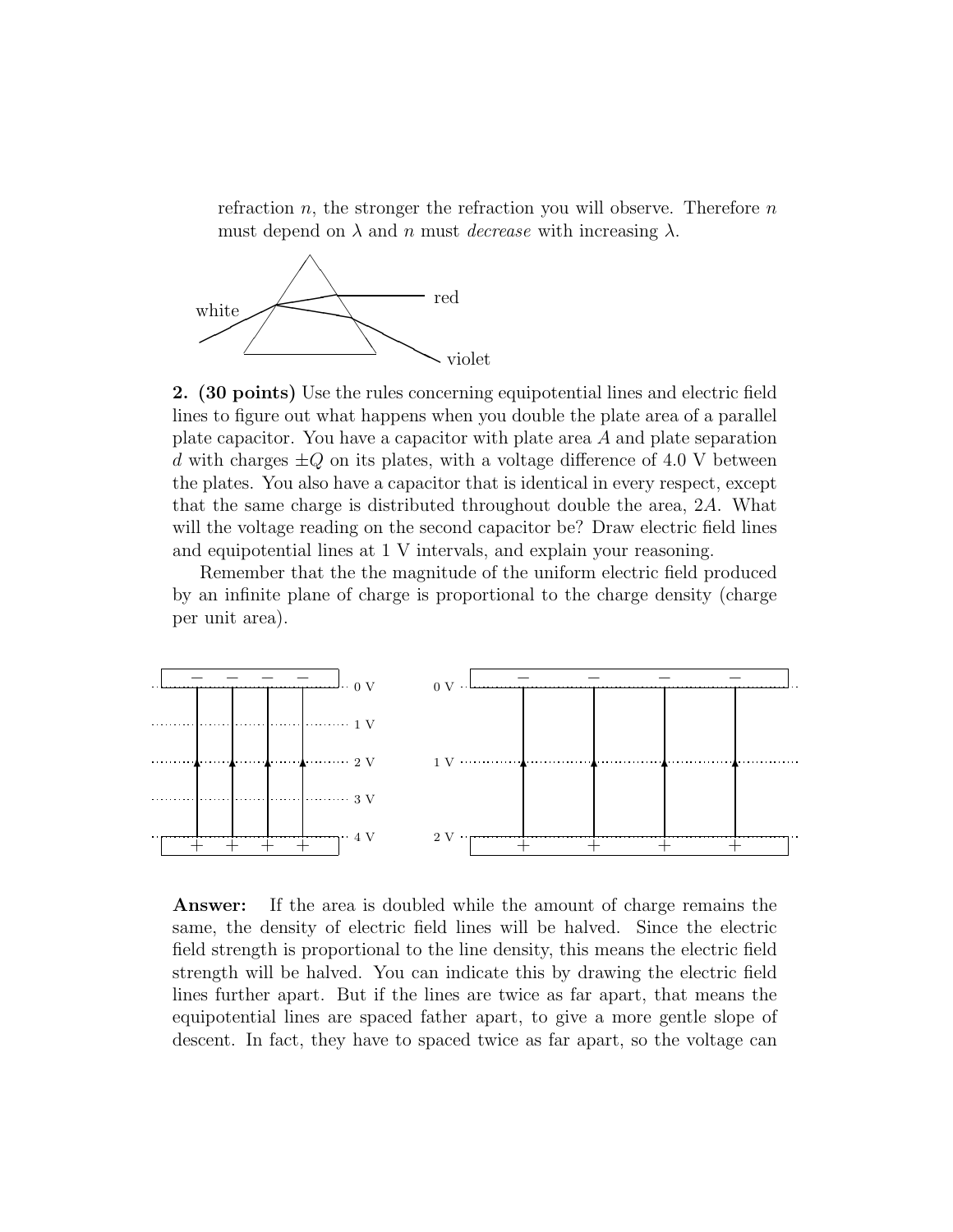refraction $n$, the stronger the refraction you will observe. Therefore $n$ must depend on $\lambda$ and $n$ must *decrease* with increasing $\lambda$.

**2. (30 points)** Use the rules concerning equipotential lines and electric field lines to figure out what happens when you double the plate area of a parallel plate capacitor. You have a capacitor with plate area $A$ and plate separation $d$ with charges $\pm Q$ on its plates, with a voltage difference of 4.0 V between the plates. You also have a capacitor that is identical in every respect, except that the same charge is distributed throughout double the area, $2A$. What will the voltage reading on the second capacitor be? Draw electric field lines and equipotential lines at 1 V intervals, and explain your reasoning.

Remember that the the magnitude of the uniform electric field produced by an infinite plane of charge is proportional to the charge density (charge per unit area).

**Answer:** If the area is doubled while the amount of charge remains the same, the density of electric field lines will be halved. Since the electric field strength is proportional to the line density, this means the electric field strength will be halved. You can indicate this by drawing the electric field lines further apart. But if the lines are twice as far apart, that means the equipotential lines are spaced father apart, to give a more gentle slope of descent. In fact, they have to spaced twice as far apart, so the voltage can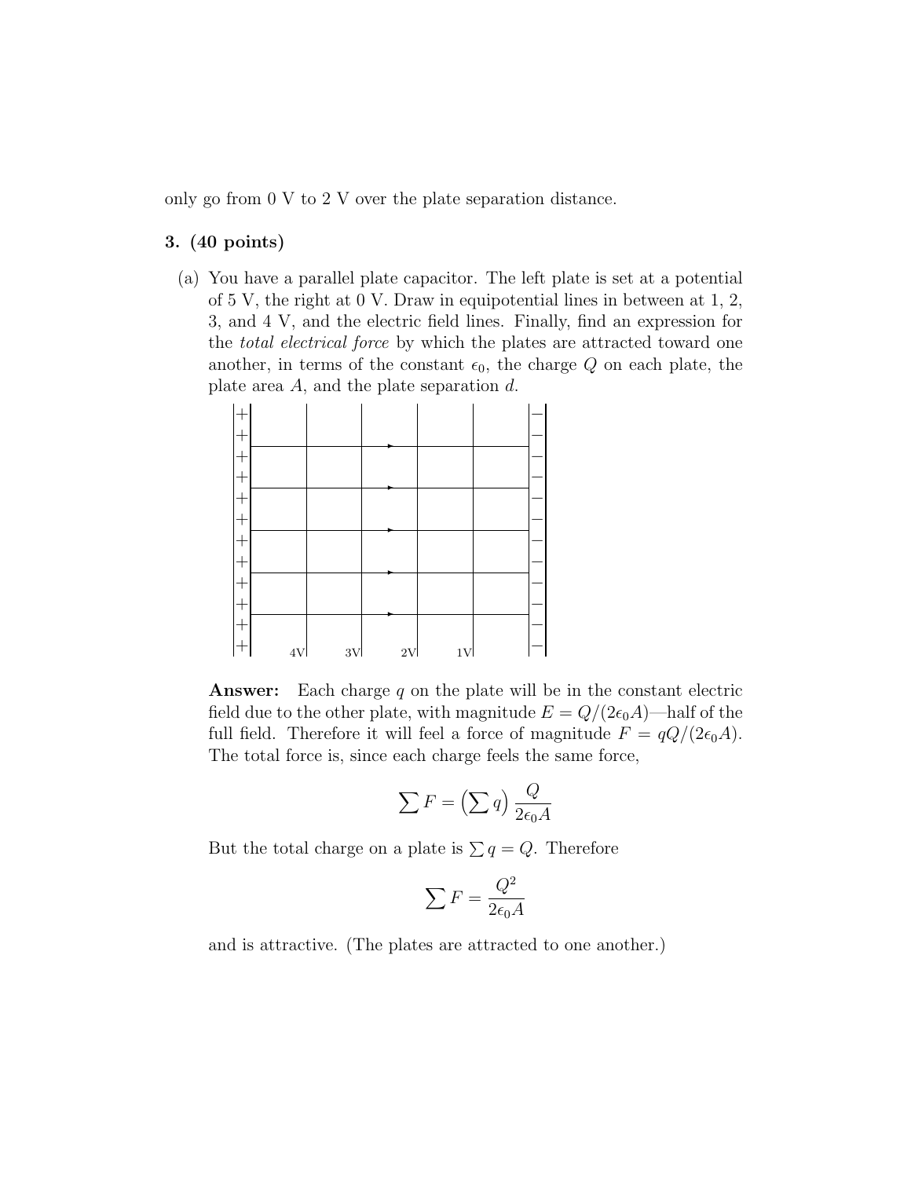only go from 0 V to 2 V over the plate separation distance.

**3. (40 points)**

(a) You have a parallel plate capacitor. The left plate is set at a potential of 5 V, the right at 0 V. Draw in equipotential lines in between at 1, 2, 3, and 4 V, and the electric field lines. Finally, find an expression for the *total electrical force* by which the plates are attracted toward one another, in terms of the constant $\epsilon_0$, the charge $Q$ on each plate, the plate area $A$, and the plate separation $d$.

4V 3V 2V 1V

**Answer:** Each charge $q$ on the plate will be in the constant electric field due to the other plate, with magnitude $E = Q/(2\epsilon_0 A)$—half of the full field. Therefore it will feel a force of magnitude $F = qQ/(2\epsilon_0 A)$. The total force is, since each charge feels the same force,

$$\sum F = \left(\sum q\right) \frac{Q}{2\epsilon_0 A}$$

But the total charge on a plate is $\sum q = Q$. Therefore

$$\sum F = \frac{Q^2}{2\epsilon_0 A}$$

and is attractive. (The plates are attracted to one another.)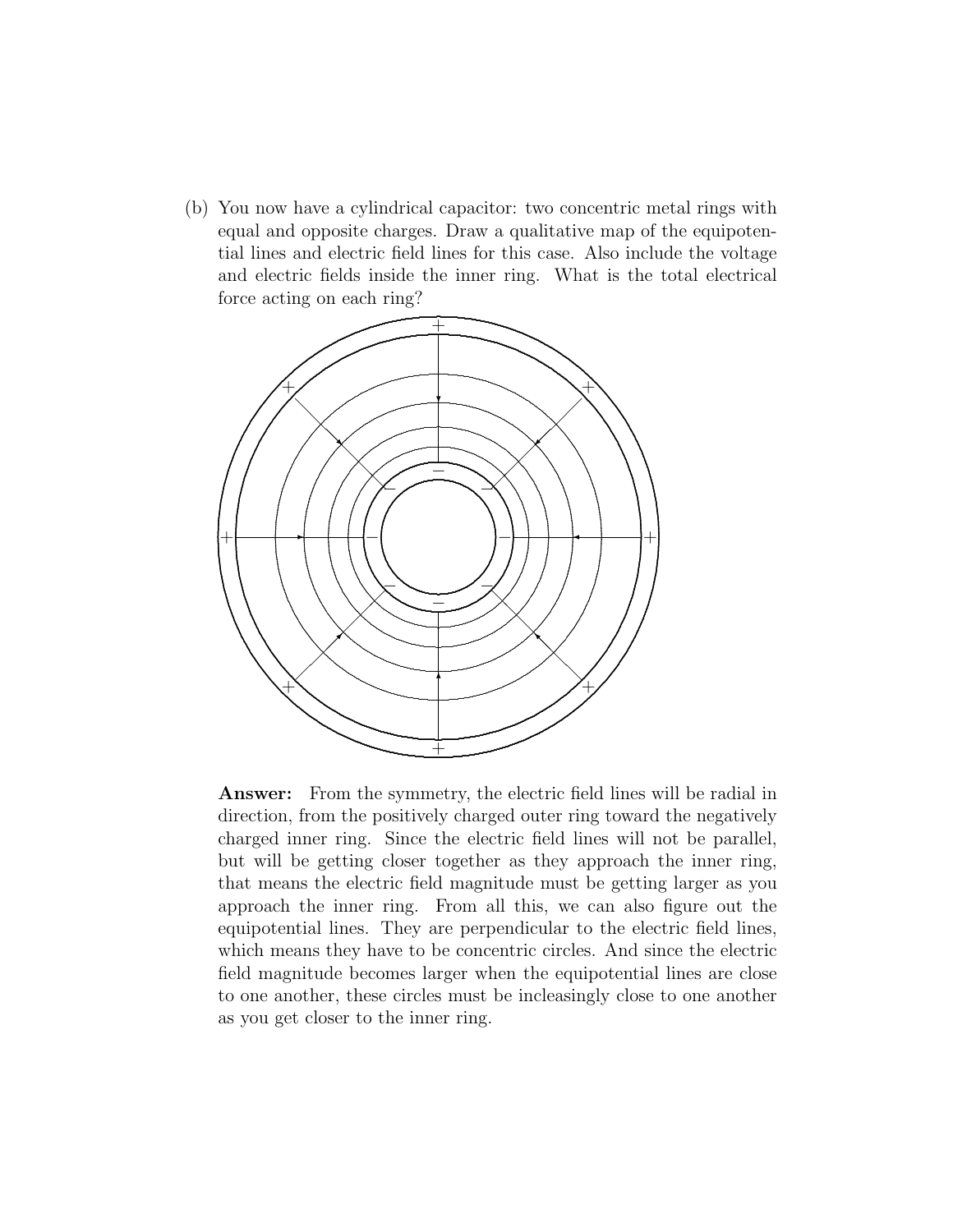(b) You now have a cylindrical capacitor: two concentric metal rings with equal and opposite charges. Draw a qualitative map of the equipotential lines and electric field lines for this case. Also include the voltage and electric fields inside the inner ring. What is the total electrical force acting on each ring?

**Answer:** From the symmetry, the electric field lines will be radial in direction, from the positively charged outer ring toward the negatively charged inner ring. Since the electric field lines will not be parallel, but will be getting closer together as they approach the inner ring, that means the electric field magnitude must be getting larger as you approach the inner ring. From all this, we can also figure out the equipotential lines. They are perpendicular to the electric field lines, which means they have to be concentric circles. And since the electric field magnitude becomes larger when the equipotential lines are close to one another, these circles must be incleasingly close to one another as you get closer to the inner ring.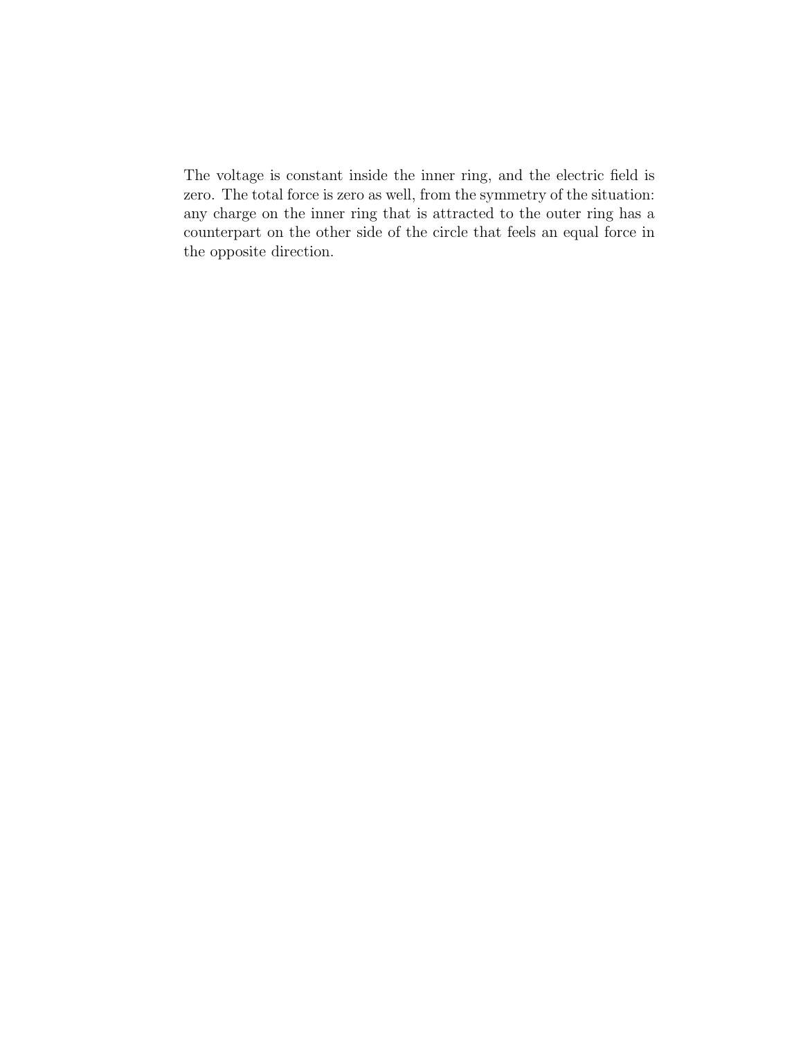The voltage is constant inside the inner ring, and the electric field is zero. The total force is zero as well, from the symmetry of the situation: any charge on the inner ring that is attracted to the outer ring has a counterpart on the other side of the circle that feels an equal force in the opposite direction.